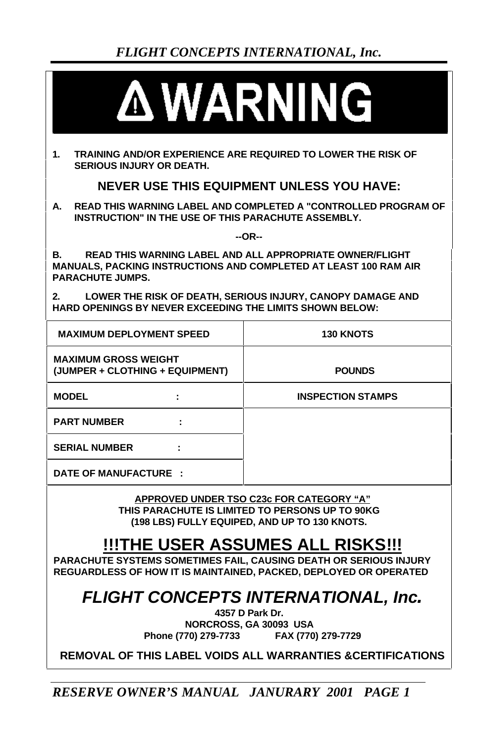# ⚠ WARNING

**1. TRAINING AND/OR EXPERIENCE ARE REQUIRED TO LOWER THE RISK OF SERIOUS INJURY OR DEATH.**

## NEVER USE THIS EQUIPMENT UNLESS YOU HAVE:

**A. READ THIS WARNING LABEL AND COMPLETED A "CONTROLLED PROGRAM OF INSTRUCTION" IN THE USE OF THIS PARACHUTE ASSEMBLY.**

**--OR--**

**B. READ THIS WARNING LABEL AND ALL APPROPRIATE OWNER/FLIGHT MANUALS, PACKING INSTRUCTIONS AND COMPLETED AT LEAST 100 RAM AIR PARACHUTE JUMPS.**

**2. LOWER THE RISK OF DEATH, SERIOUS INJURY, CANOPY DAMAGE AND HARD OPENINGS BY NEVER EXCEEDING THE LIMITS SHOWN BELOW:**

| | |
|---|---|
| **MAXIMUM DEPLOYMENT SPEED** | **130 KNOTS** |
| **MAXIMUM GROSS WEIGHT (JUMPER + CLOTHING + EQUIPMENT)** | **POUNDS** |
| **MODEL :** | **INSPECTION STAMPS** |
| **PART NUMBER :** | |
| **SERIAL NUMBER :** | |
| **DATE OF MANUFACTURE :** | |

**<u>APPROVED UNDER TSO C23c FOR CATEGORY "A"</u>**
**THIS PARACHUTE IS LIMITED TO PERSONS UP TO 90KG (198 LBS) FULLY EQUIPED, AND UP TO 130 KNOTS.**

## <u>!!!THE USER ASSUMES ALL RISKS!!!</u>

**PARACHUTE SYSTEMS SOMETIMES FAIL, CAUSING DEATH OR SERIOUS INJURY REGUARDLESS OF HOW IT IS MAINTAINED, PACKED, DEPLOYED OR OPERATED**

## *FLIGHT CONCEPTS INTERNATIONAL, Inc.*

**4357 D Park Dr.**
**NORCROSS, GA 30093 USA**
**Phone (770) 279-7733 FAX (770) 279-7729**

**REMOVAL OF THIS LABEL VOIDS ALL WARRANTIES &CERTIFICATIONS**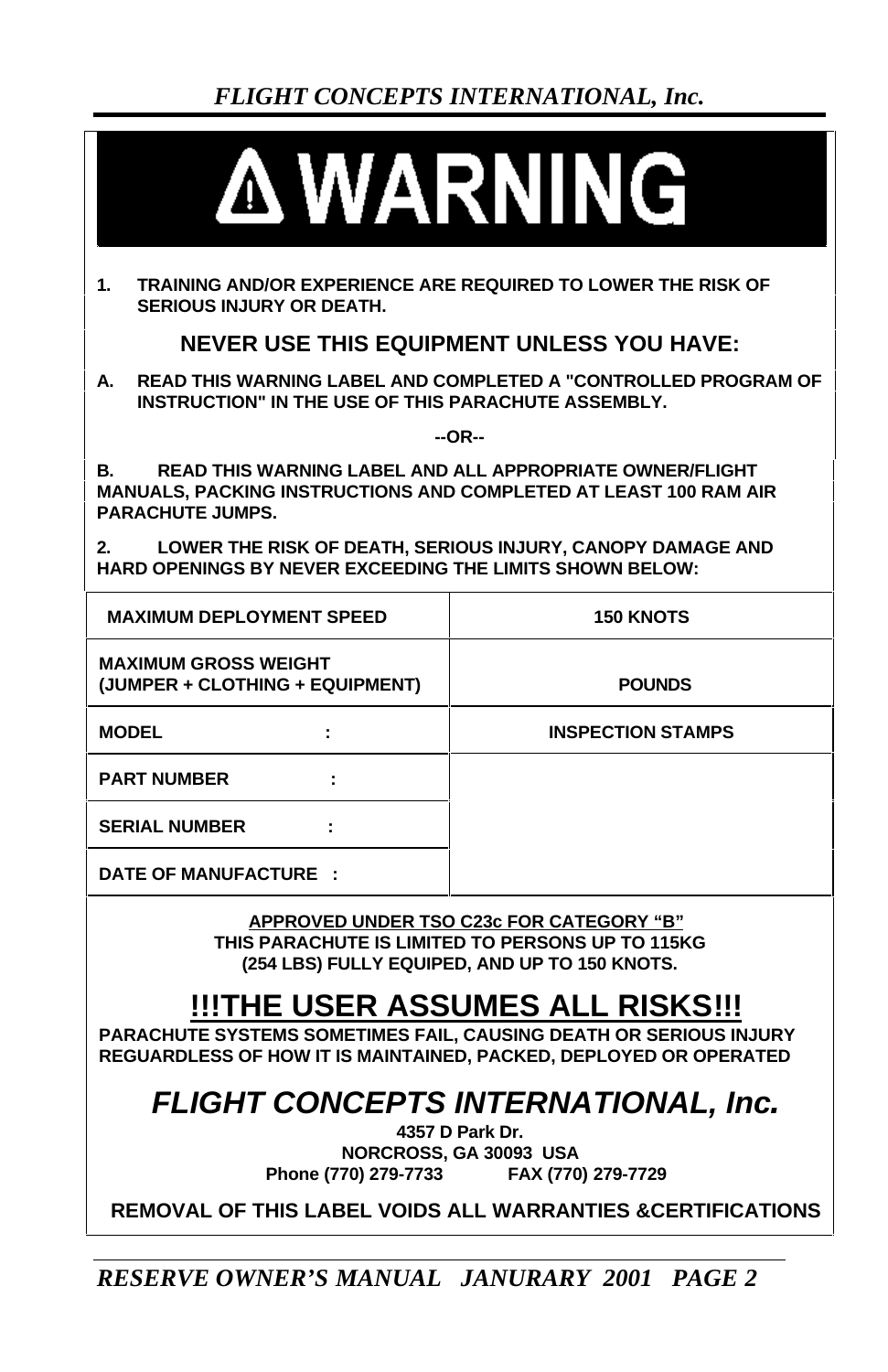# ⚠ WARNING

1. **TRAINING AND/OR EXPERIENCE ARE REQUIRED TO LOWER THE RISK OF SERIOUS INJURY OR DEATH.**

## NEVER USE THIS EQUIPMENT UNLESS YOU HAVE:

**A. READ THIS WARNING LABEL AND COMPLETED A "CONTROLLED PROGRAM OF INSTRUCTION" IN THE USE OF THIS PARACHUTE ASSEMBLY.**

**--OR--**

**B. READ THIS WARNING LABEL AND ALL APPROPRIATE OWNER/FLIGHT MANUALS, PACKING INSTRUCTIONS AND COMPLETED AT LEAST 100 RAM AIR PARACHUTE JUMPS.**

**2. LOWER THE RISK OF DEATH, SERIOUS INJURY, CANOPY DAMAGE AND HARD OPENINGS BY NEVER EXCEEDING THE LIMITS SHOWN BELOW:**

| | |
|---|---|
| **MAXIMUM DEPLOYMENT SPEED** | **150 KNOTS** |
| **MAXIMUM GROSS WEIGHT (JUMPER + CLOTHING + EQUIPMENT)** | **POUNDS** |
| **MODEL :** | **INSPECTION STAMPS** |
| **PART NUMBER :** | |
| **SERIAL NUMBER :** | |
| **DATE OF MANUFACTURE :** | |

**APPROVED UNDER TSO C23c FOR CATEGORY "B"**
**THIS PARACHUTE IS LIMITED TO PERSONS UP TO 115KG (254 LBS) FULLY EQUIPED, AND UP TO 150 KNOTS.**

## !!!THE USER ASSUMES ALL RISKS!!!

**PARACHUTE SYSTEMS SOMETIMES FAIL, CAUSING DEATH OR SERIOUS INJURY REGUARDLESS OF HOW IT IS MAINTAINED, PACKED, DEPLOYED OR OPERATED**

## *FLIGHT CONCEPTS INTERNATIONAL, Inc.*

**4357 D Park Dr.**
**NORCROSS, GA 30093 USA**
**Phone (770) 279-7733 FAX (770) 279-7729**

**REMOVAL OF THIS LABEL VOIDS ALL WARRANTIES &CERTIFICATIONS**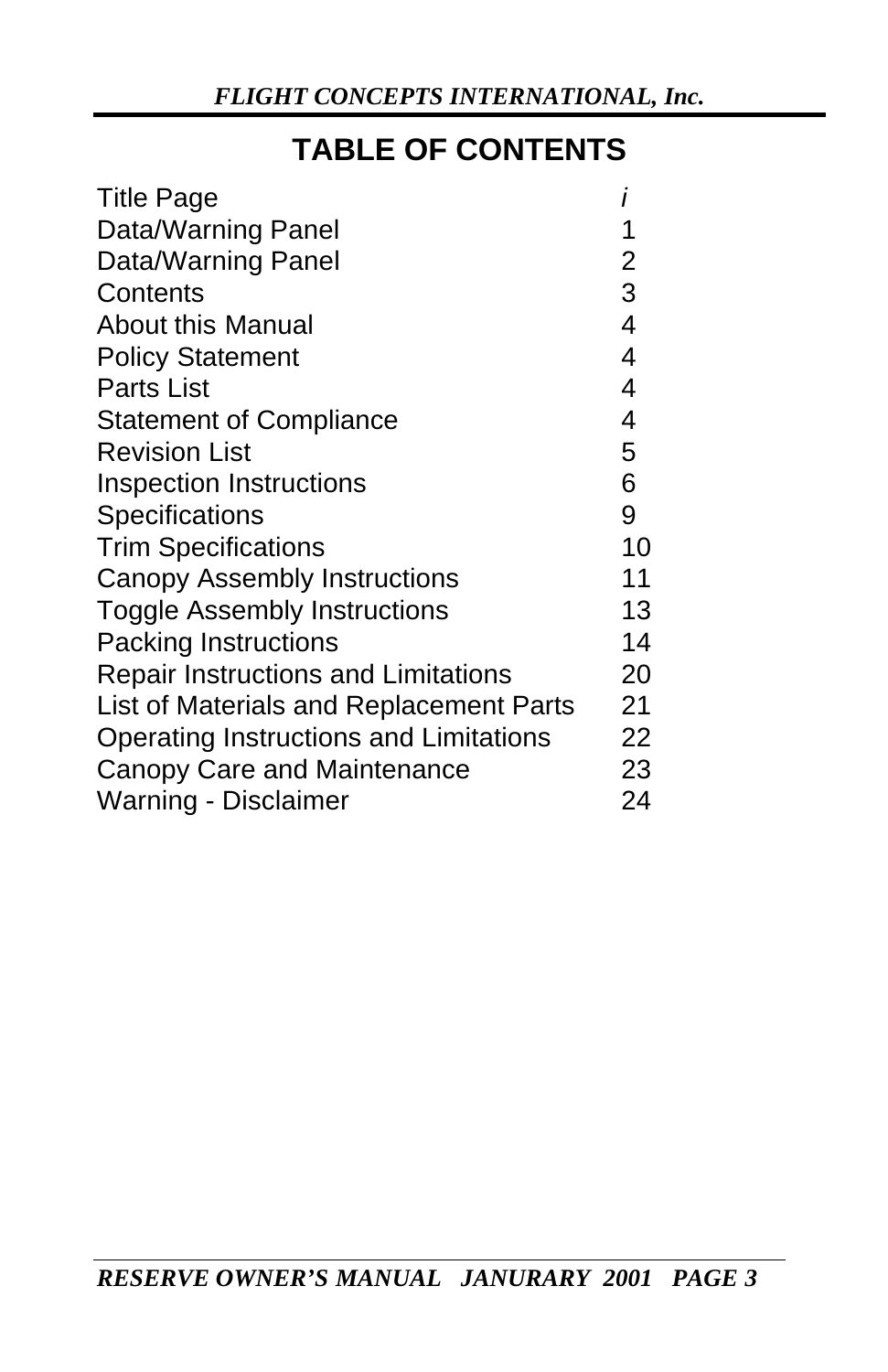# TABLE OF CONTENTS

| | |
|---|---|
| Title Page | *i* |
| Data/Warning Panel | 1 |
| Data/Warning Panel | 2 |
| Contents | 3 |
| About this Manual | 4 |
| Policy Statement | 4 |
| Parts List | 4 |
| Statement of Compliance | 4 |
| Revision List | 5 |
| Inspection Instructions | 6 |
| Specifications | 9 |
| Trim Specifications | 10 |
| Canopy Assembly Instructions | 11 |
| Toggle Assembly Instructions | 13 |
| Packing Instructions | 14 |
| Repair Instructions and Limitations | 20 |
| List of Materials and Replacement Parts | 21 |
| Operating Instructions and Limitations | 22 |
| Canopy Care and Maintenance | 23 |
| Warning - Disclaimer | 24 |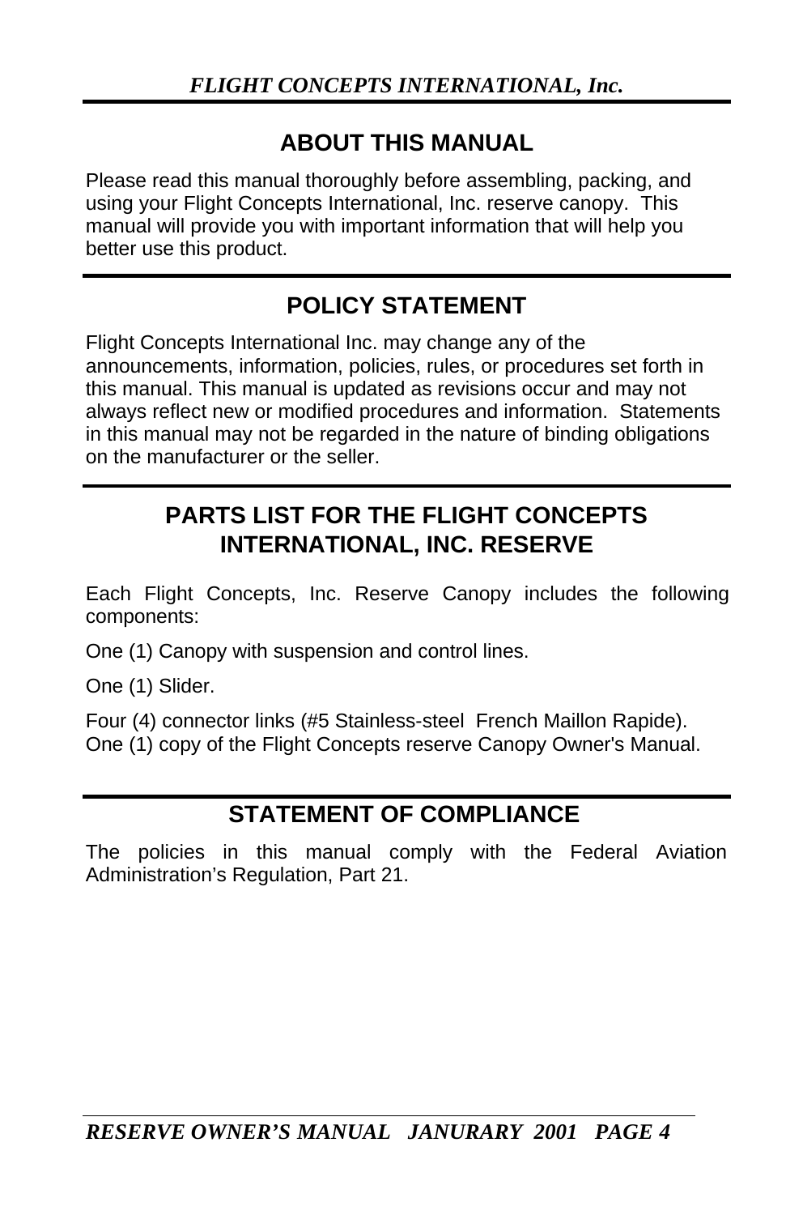## ABOUT THIS MANUAL

Please read this manual thoroughly before assembling, packing, and using your Flight Concepts International, Inc. reserve canopy. This manual will provide you with important information that will help you better use this product.

## POLICY STATEMENT

Flight Concepts International Inc. may change any of the announcements, information, policies, rules, or procedures set forth in this manual. This manual is updated as revisions occur and may not always reflect new or modified procedures and information. Statements in this manual may not be regarded in the nature of binding obligations on the manufacturer or the seller.

## PARTS LIST FOR THE FLIGHT CONCEPTS INTERNATIONAL, INC. RESERVE

Each Flight Concepts, Inc. Reserve Canopy includes the following components:

One (1) Canopy with suspension and control lines.

One (1) Slider.

Four (4) connector links (#5 Stainless-steel French Maillon Rapide).
One (1) copy of the Flight Concepts reserve Canopy Owner's Manual.

## STATEMENT OF COMPLIANCE

The policies in this manual comply with the Federal Aviation Administration's Regulation, Part 21.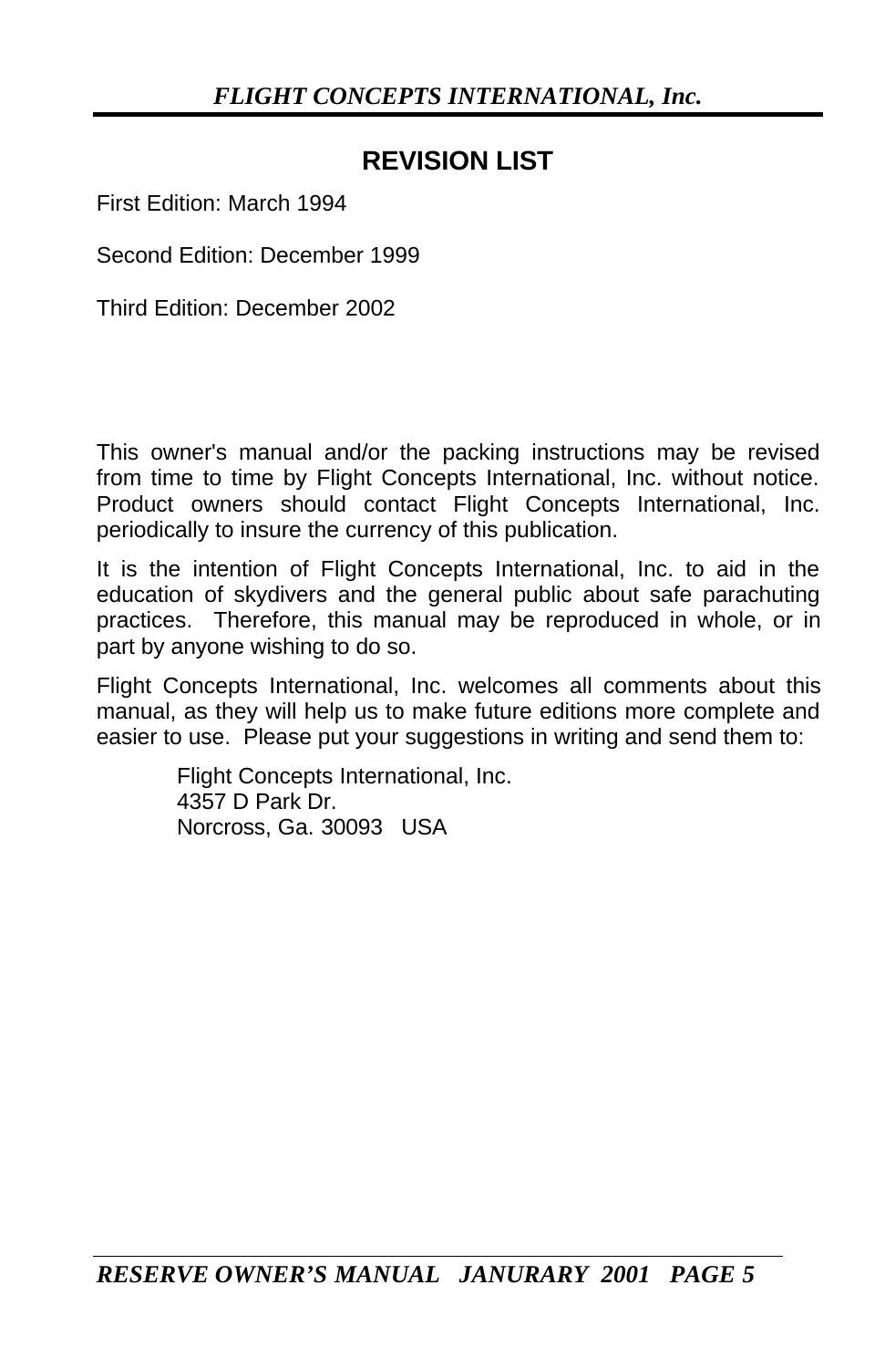## REVISION LIST

First Edition: March 1994

Second Edition: December 1999

Third Edition: December 2002

This owner's manual and/or the packing instructions may be revised from time to time by Flight Concepts International, Inc. without notice. Product owners should contact Flight Concepts International, Inc. periodically to insure the currency of this publication.

It is the intention of Flight Concepts International, Inc. to aid in the education of skydivers and the general public about safe parachuting practices. Therefore, this manual may be reproduced in whole, or in part by anyone wishing to do so.

Flight Concepts International, Inc. welcomes all comments about this manual, as they will help us to make future editions more complete and easier to use. Please put your suggestions in writing and send them to:

> Flight Concepts International, Inc.
> 4357 D Park Dr.
> Norcross, Ga. 30093 USA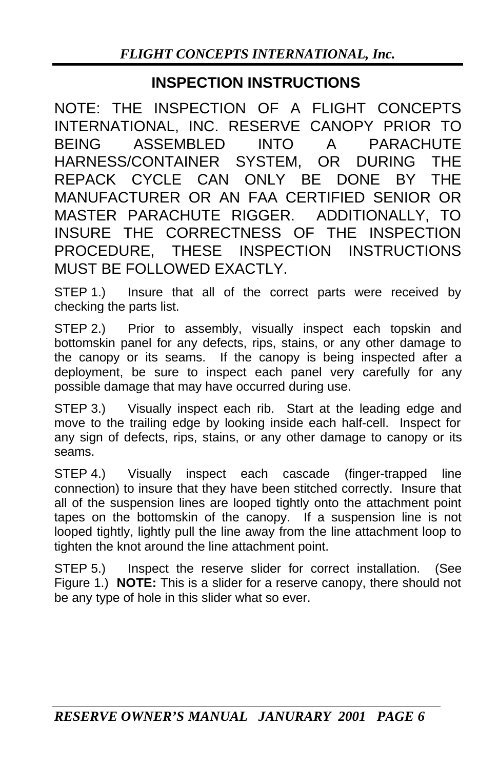## INSPECTION INSTRUCTIONS

NOTE: THE INSPECTION OF A FLIGHT CONCEPTS INTERNATIONAL, INC. RESERVE CANOPY PRIOR TO BEING ASSEMBLED INTO A PARACHUTE HARNESS/CONTAINER SYSTEM, OR DURING THE REPACK CYCLE CAN ONLY BE DONE BY THE MANUFACTURER OR AN FAA CERTIFIED SENIOR OR MASTER PARACHUTE RIGGER. ADDITIONALLY, TO INSURE THE CORRECTNESS OF THE INSPECTION PROCEDURE, THESE INSPECTION INSTRUCTIONS MUST BE FOLLOWED EXACTLY.

STEP 1.) Insure that all of the correct parts were received by checking the parts list.

STEP 2.) Prior to assembly, visually inspect each topskin and bottomskin panel for any defects, rips, stains, or any other damage to the canopy or its seams. If the canopy is being inspected after a deployment, be sure to inspect each panel very carefully for any possible damage that may have occurred during use.

STEP 3.) Visually inspect each rib. Start at the leading edge and move to the trailing edge by looking inside each half-cell. Inspect for any sign of defects, rips, stains, or any other damage to canopy or its seams.

STEP 4.) Visually inspect each cascade (finger-trapped line connection) to insure that they have been stitched correctly. Insure that all of the suspension lines are looped tightly onto the attachment point tapes on the bottomskin of the canopy. If a suspension line is not looped tightly, lightly pull the line away from the line attachment loop to tighten the knot around the line attachment point.

STEP 5.) Inspect the reserve slider for correct installation. (See Figure 1.) **NOTE:** This is a slider for a reserve canopy, there should not be any type of hole in this slider what so ever.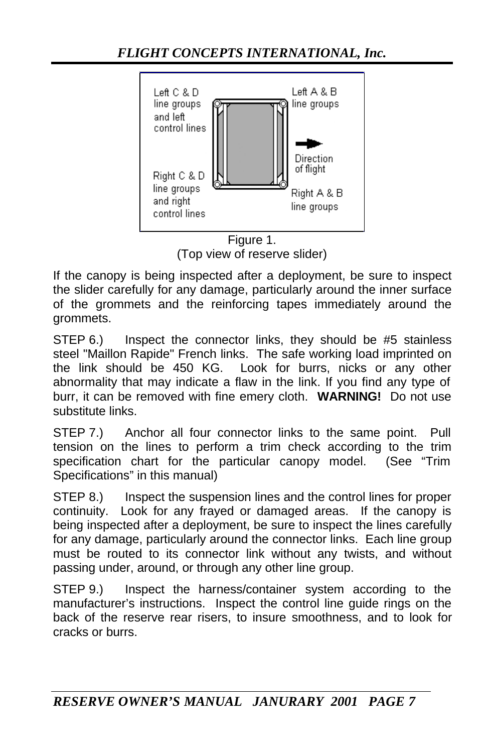Left C & D line groups and left control lines

Left A & B line groups

Direction of flight

Right C & D line groups and right control lines

Right A & B line groups

Figure 1.
(Top view of reserve slider)

If the canopy is being inspected after a deployment, be sure to inspect the slider carefully for any damage, particularly around the inner surface of the grommets and the reinforcing tapes immediately around the grommets.

STEP 6.) Inspect the connector links, they should be #5 stainless steel "Maillon Rapide" French links. The safe working load imprinted on the link should be 450 KG. Look for burrs, nicks or any other abnormality that may indicate a flaw in the link. If you find any type of burr, it can be removed with fine emery cloth. **WARNING!** Do not use substitute links.

STEP 7.) Anchor all four connector links to the same point. Pull tension on the lines to perform a trim check according to the trim specification chart for the particular canopy model. (See "Trim Specifications" in this manual)

STEP 8.) Inspect the suspension lines and the control lines for proper continuity. Look for any frayed or damaged areas. If the canopy is being inspected after a deployment, be sure to inspect the lines carefully for any damage, particularly around the connector links. Each line group must be routed to its connector link without any twists, and without passing under, around, or through any other line group.

STEP 9.) Inspect the harness/container system according to the manufacturer's instructions. Inspect the control line guide rings on the back of the reserve rear risers, to insure smoothness, and to look for cracks or burrs.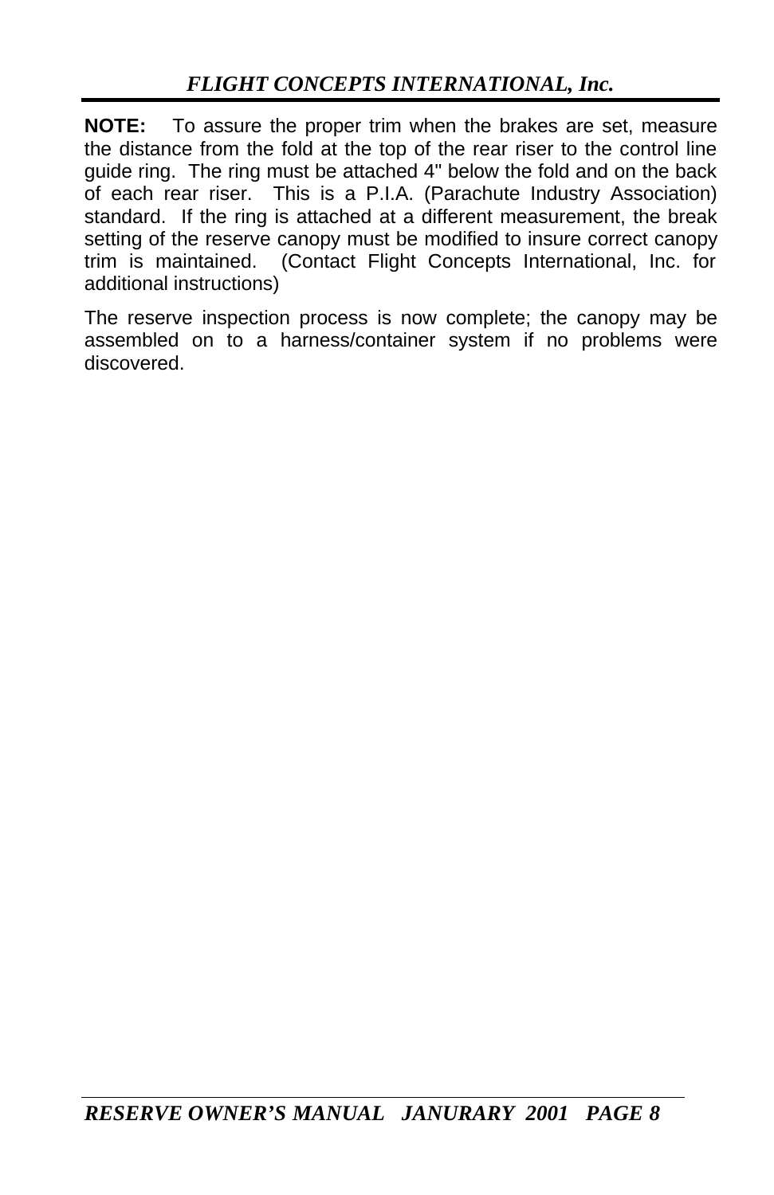**NOTE:** To assure the proper trim when the brakes are set, measure the distance from the fold at the top of the rear riser to the control line guide ring. The ring must be attached 4" below the fold and on the back of each rear riser. This is a P.I.A. (Parachute Industry Association) standard. If the ring is attached at a different measurement, the break setting of the reserve canopy must be modified to insure correct canopy trim is maintained. (Contact Flight Concepts International, Inc. for additional instructions)

The reserve inspection process is now complete; the canopy may be assembled on to a harness/container system if no problems were discovered.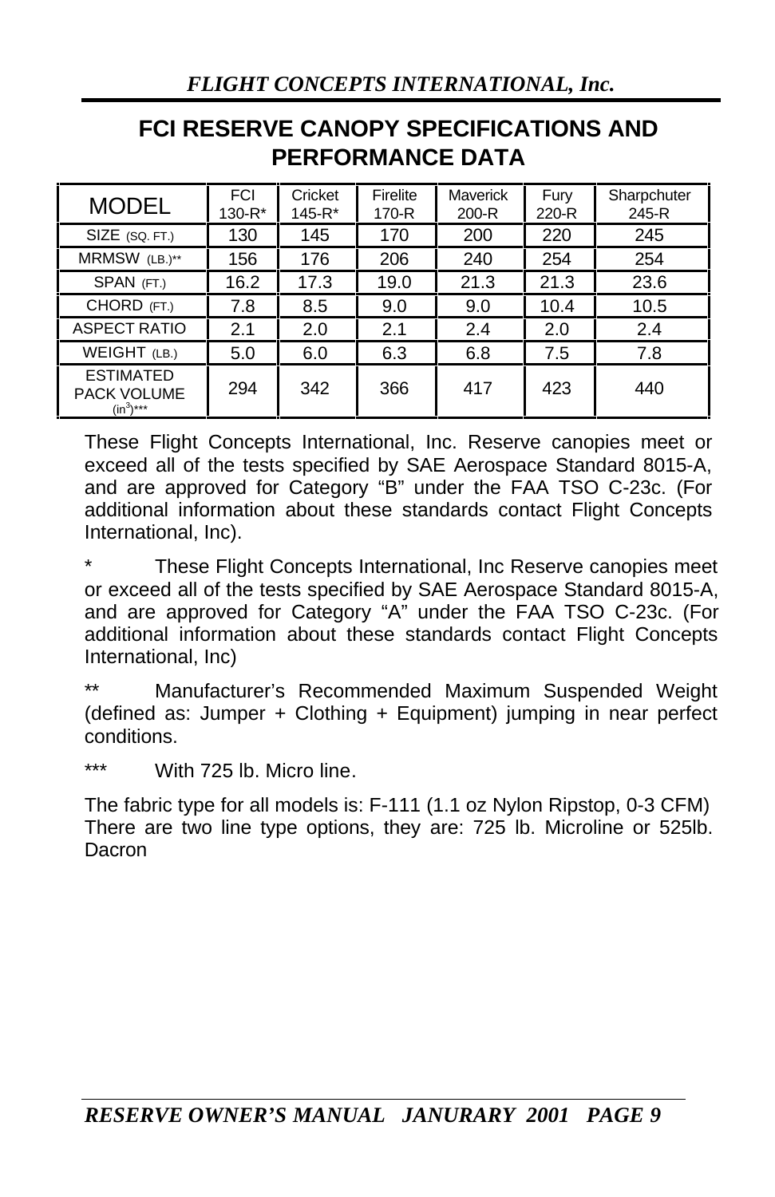# FCI RESERVE CANOPY SPECIFICATIONS AND PERFORMANCE DATA

| MODEL | FCI 130-R* | Cricket 145-R* | Firelite 170-R | Maverick 200-R | Fury 220-R | Sharpchuter 245-R |
|---|---|---|---|---|---|---|
| SIZE (SQ. FT.) | 130 | 145 | 170 | 200 | 220 | 245 |
| MRMSW (LB.)** | 156 | 176 | 206 | 240 | 254 | 254 |
| SPAN (FT.) | 16.2 | 17.3 | 19.0 | 21.3 | 21.3 | 23.6 |
| CHORD (FT.) | 7.8 | 8.5 | 9.0 | 9.0 | 10.4 | 10.5 |
| ASPECT RATIO | 2.1 | 2.0 | 2.1 | 2.4 | 2.0 | 2.4 |
| WEIGHT (LB.) | 5.0 | 6.0 | 6.3 | 6.8 | 7.5 | 7.8 |
| ESTIMATED PACK VOLUME ($in^3$)*** | 294 | 342 | 366 | 417 | 423 | 440 |

These Flight Concepts International, Inc. Reserve canopies meet or exceed all of the tests specified by SAE Aerospace Standard 8015-A, and are approved for Category “B” under the FAA TSO C-23c. (For additional information about these standards contact Flight Concepts International, Inc).

\* These Flight Concepts International, Inc Reserve canopies meet or exceed all of the tests specified by SAE Aerospace Standard 8015-A, and are approved for Category “A” under the FAA TSO C-23c. (For additional information about these standards contact Flight Concepts International, Inc)

** Manufacturer’s Recommended Maximum Suspended Weight (defined as: Jumper + Clothing + Equipment) jumping in near perfect conditions.

*** With 725 lb. Micro line.

The fabric type for all models is: F-111 (1.1 oz Nylon Ripstop, 0-3 CFM)
There are two line type options, they are: 725 lb. Microline or 525lb. Dacron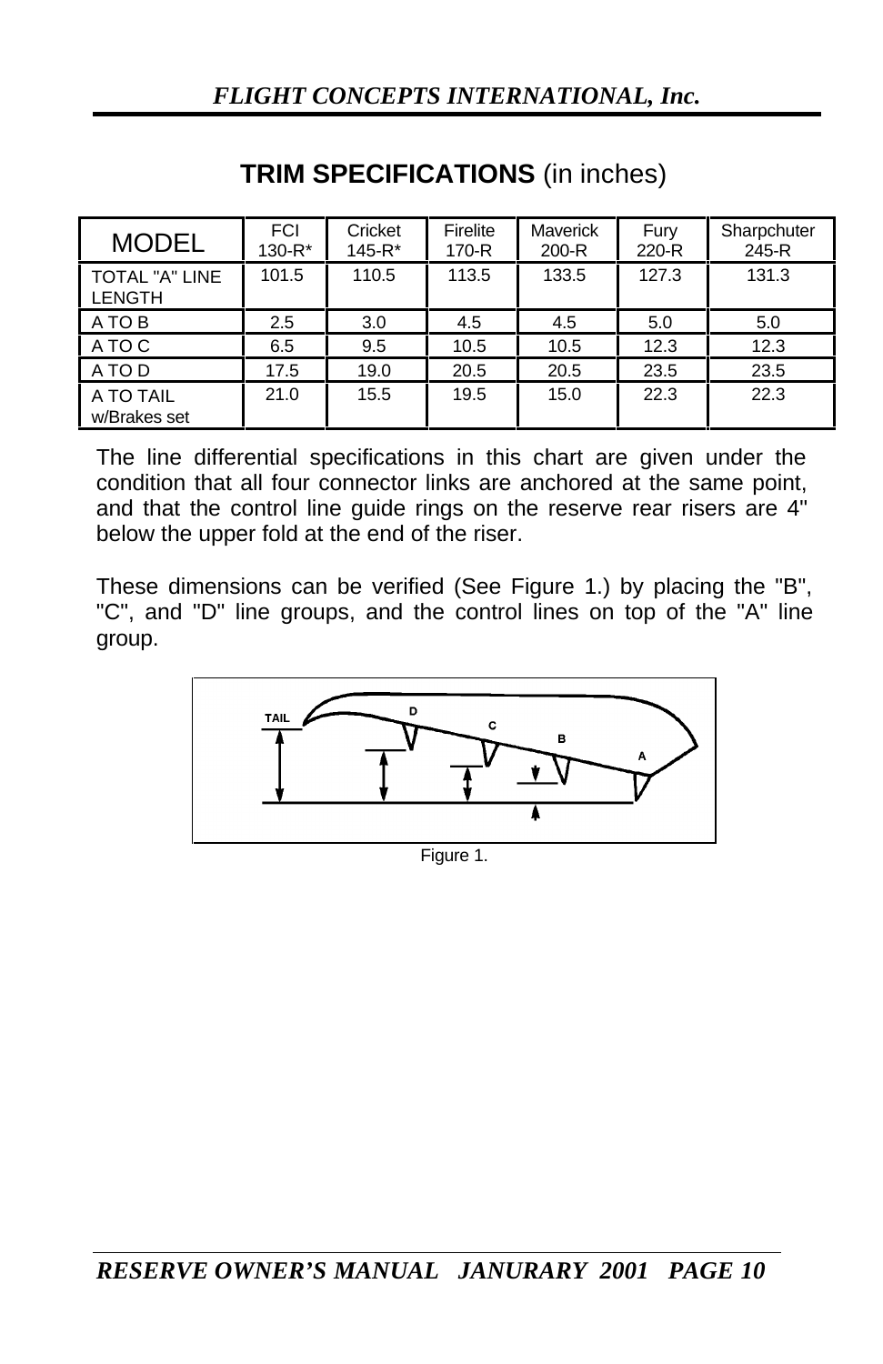## TRIM SPECIFICATIONS (in inches)

| MODEL | FCI 130-R* | Cricket 145-R* | Firelite 170-R | Maverick 200-R | Fury 220-R | Sharpchuter 245-R |
|---|---|---|---|---|---|---|
| TOTAL "A" LINE LENGTH | 101.5 | 110.5 | 113.5 | 133.5 | 127.3 | 131.3 |
| A TO B | 2.5 | 3.0 | 4.5 | 4.5 | 5.0 | 5.0 |
| A TO C | 6.5 | 9.5 | 10.5 | 10.5 | 12.3 | 12.3 |
| A TO D | 17.5 | 19.0 | 20.5 | 20.5 | 23.5 | 23.5 |
| A TO TAIL w/Brakes set | 21.0 | 15.5 | 19.5 | 15.0 | 22.3 | 22.3 |

The line differential specifications in this chart are given under the condition that all four connector links are anchored at the same point, and that the control line guide rings on the reserve rear risers are 4" below the upper fold at the end of the riser.

These dimensions can be verified (See Figure 1.) by placing the "B", "C", and "D" line groups, and the control lines on top of the "A" line group.

Figure 1.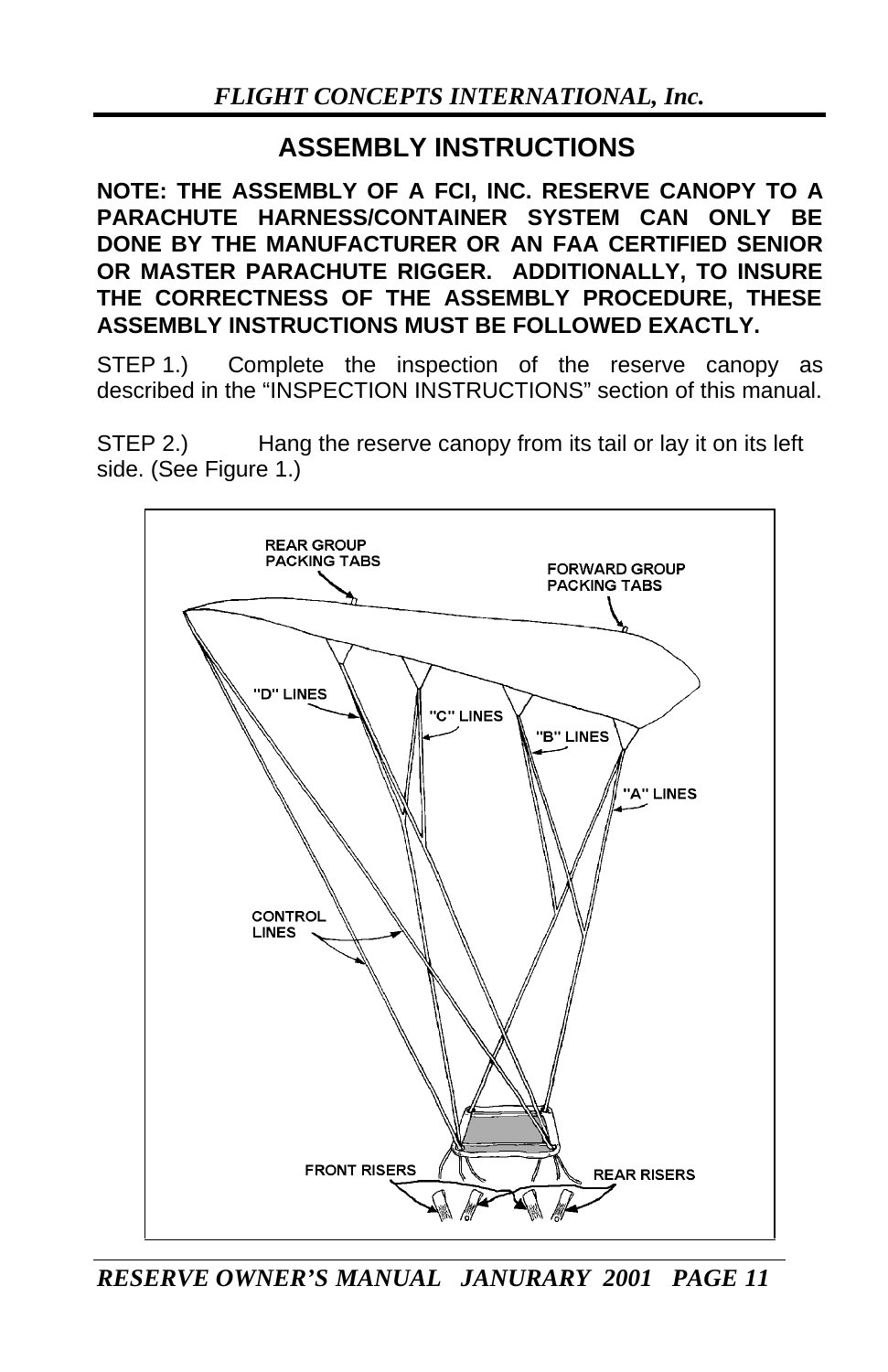## ASSEMBLY INSTRUCTIONS

**NOTE: THE ASSEMBLY OF A FCI, INC. RESERVE CANOPY TO A PARACHUTE HARNESS/CONTAINER SYSTEM CAN ONLY BE DONE BY THE MANUFACTURER OR AN FAA CERTIFIED SENIOR OR MASTER PARACHUTE RIGGER. ADDITIONALLY, TO INSURE THE CORRECTNESS OF THE ASSEMBLY PROCEDURE, THESE ASSEMBLY INSTRUCTIONS MUST BE FOLLOWED EXACTLY.**

STEP 1.) Complete the inspection of the reserve canopy as described in the "INSPECTION INSTRUCTIONS" section of this manual.

STEP 2.) Hang the reserve canopy from its tail or lay it on its left side. (See Figure 1.)

REAR GROUP PACKING TABS

FORWARD GROUP PACKING TABS

"D" LINES

"C" LINES

"B" LINES

"A" LINES

CONTROL LINES

FRONT RISERS

REAR RISERS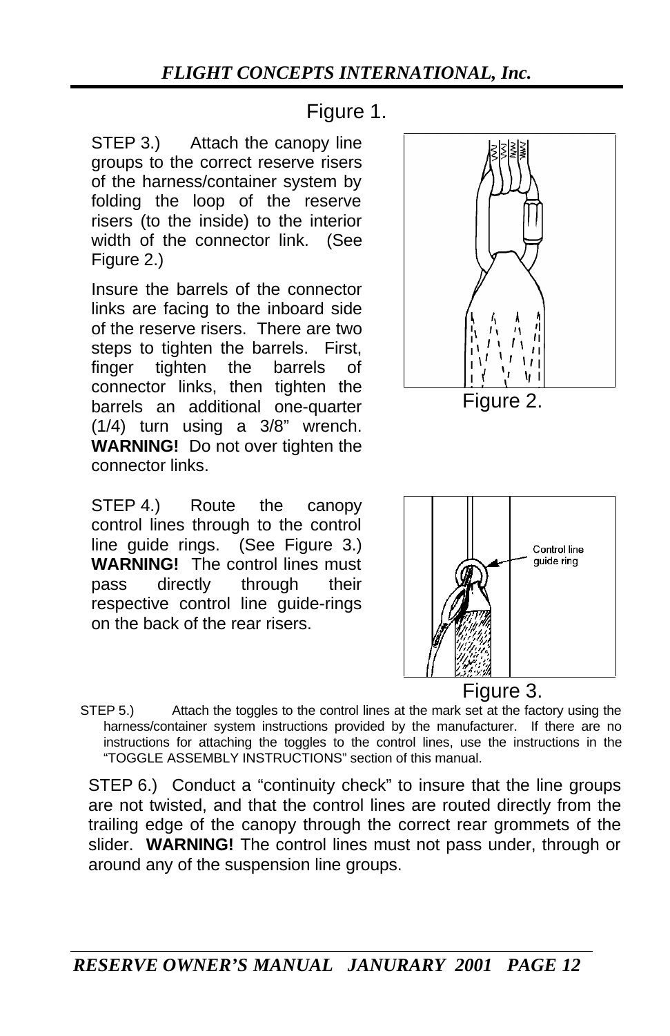Figure 1.

STEP 3.) Attach the canopy line groups to the correct reserve risers of the harness/container system by folding the loop of the reserve risers (to the inside) to the interior width of the connector link. (See Figure 2.)

Insure the barrels of the connector links are facing to the inboard side of the reserve risers. There are two steps to tighten the barrels. First, finger tighten the barrels of connector links, then tighten the barrels an additional one-quarter (1/4) turn using a 3/8" wrench. **WARNING!** Do not over tighten the connector links.

Figure 2.

STEP 4.) Route the canopy control lines through to the control line guide rings. (See Figure 3.) **WARNING!** The control lines must pass directly through their respective control line guide-rings on the back of the rear risers.

Control line guide ring

Figure 3.

STEP 5.) Attach the toggles to the control lines at the mark set at the factory using the harness/container system instructions provided by the manufacturer. If there are no instructions for attaching the toggles to the control lines, use the instructions in the "TOGGLE ASSEMBLY INSTRUCTIONS" section of this manual.

STEP 6.) Conduct a "continuity check" to insure that the line groups are not twisted, and that the control lines are routed directly from the trailing edge of the canopy through the correct rear grommets of the slider. **WARNING!** The control lines must not pass under, through or around any of the suspension line groups.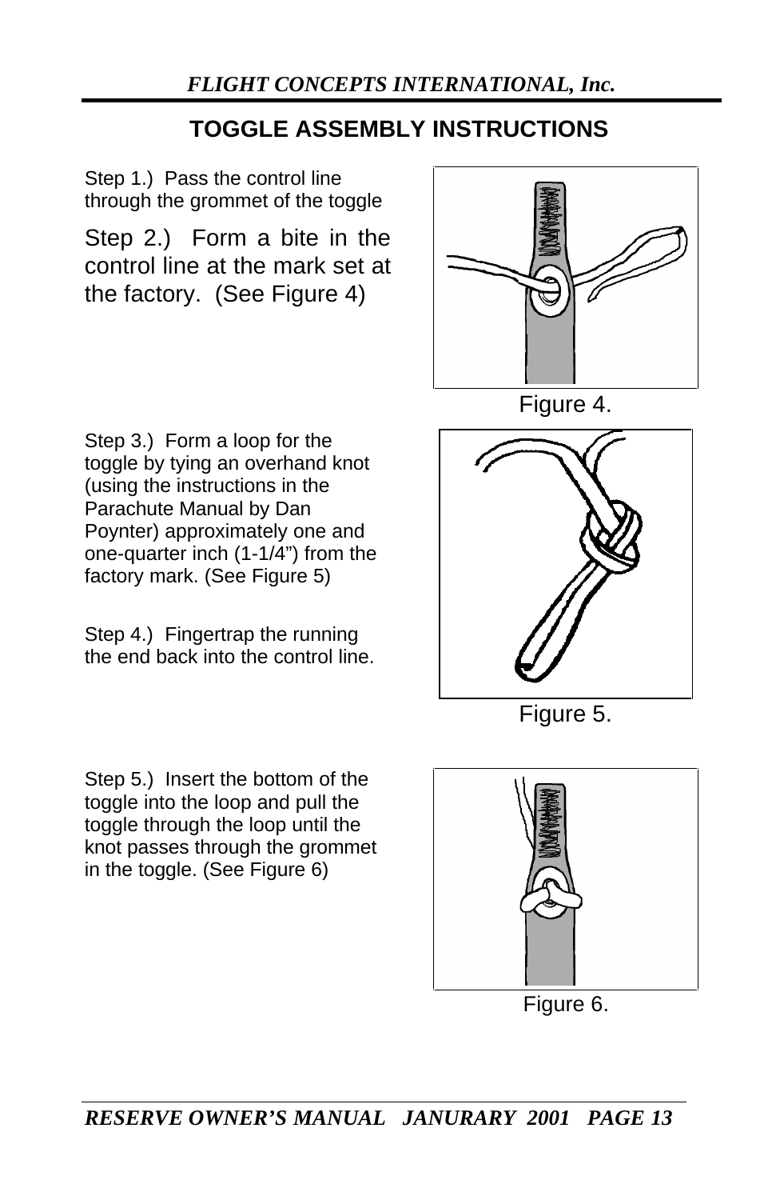## TOGGLE ASSEMBLY INSTRUCTIONS

Step 1.) Pass the control line through the grommet of the toggle

Step 2.) Form a bite in the control line at the mark set at the factory. (See Figure 4)

Figure 4.

Step 3.) Form a loop for the toggle by tying an overhand knot (using the instructions in the Parachute Manual by Dan Poynter) approximately one and one-quarter inch (1-1/4") from the factory mark. (See Figure 5)

Step 4.) Fingertrap the running the end back into the control line.

Figure 5.

Step 5.) Insert the bottom of the toggle into the loop and pull the toggle through the loop until the knot passes through the grommet in the toggle. (See Figure 6)

Figure 6.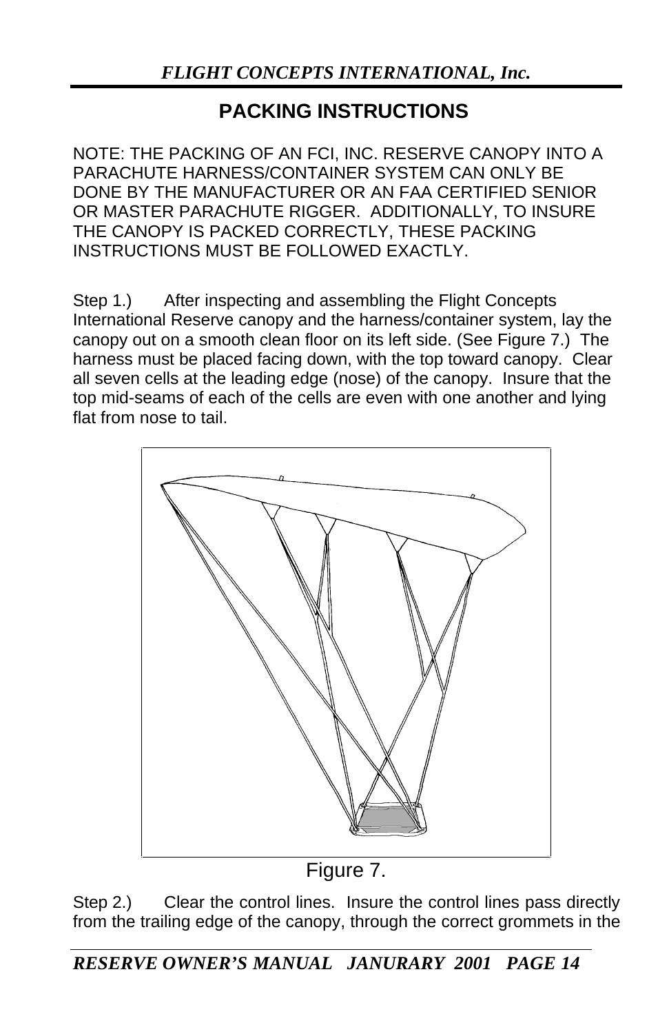# PACKING INSTRUCTIONS

NOTE: THE PACKING OF AN FCI, INC. RESERVE CANOPY INTO A PARACHUTE HARNESS/CONTAINER SYSTEM CAN ONLY BE DONE BY THE MANUFACTURER OR AN FAA CERTIFIED SENIOR OR MASTER PARACHUTE RIGGER. ADDITIONALLY, TO INSURE THE CANOPY IS PACKED CORRECTLY, THESE PACKING INSTRUCTIONS MUST BE FOLLOWED EXACTLY.

Step 1.) After inspecting and assembling the Flight Concepts International Reserve canopy and the harness/container system, lay the canopy out on a smooth clean floor on its left side. (See Figure 7.) The harness must be placed facing down, with the top toward canopy. Clear all seven cells at the leading edge (nose) of the canopy. Insure that the top mid-seams of each of the cells are even with one another and lying flat from nose to tail.

Figure 7.

Step 2.) Clear the control lines. Insure the control lines pass directly from the trailing edge of the canopy, through the correct grommets in the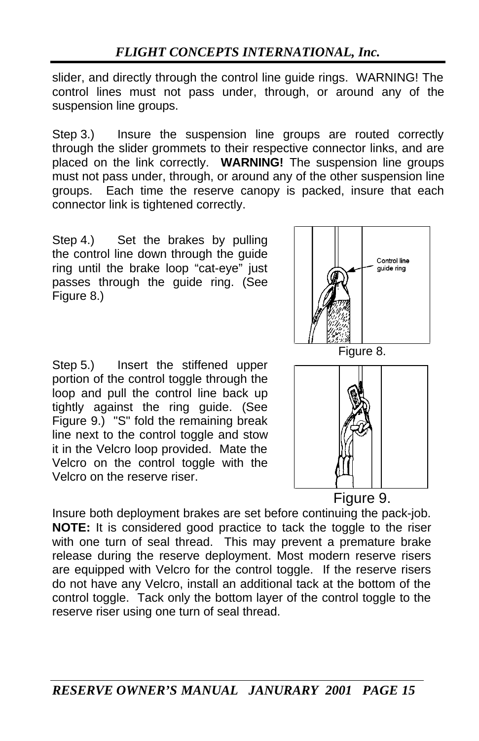slider, and directly through the control line guide rings. WARNING! The control lines must not pass under, through, or around any of the suspension line groups.

Step 3.) Insure the suspension line groups are routed correctly through the slider grommets to their respective connector links, and are placed on the link correctly. **WARNING!** The suspension line groups must not pass under, through, or around any of the other suspension line groups. Each time the reserve canopy is packed, insure that each connector link is tightened correctly.

Step 4.) Set the brakes by pulling the control line down through the guide ring until the brake loop "cat-eye" just passes through the guide ring. (See Figure 8.)

Control line guide ring

Figure 8.

Step 5.) Insert the stiffened upper portion of the control toggle through the loop and pull the control line back up tightly against the ring guide. (See Figure 9.) "S" fold the remaining break line next to the control toggle and stow it in the Velcro loop provided. Mate the Velcro on the control toggle with the Velcro on the reserve riser.

Figure 9.

Insure both deployment brakes are set before continuing the pack-job. **NOTE:** It is considered good practice to tack the toggle to the riser with one turn of seal thread. This may prevent a premature brake release during the reserve deployment. Most modern reserve risers are equipped with Velcro for the control toggle. If the reserve risers do not have any Velcro, install an additional tack at the bottom of the control toggle. Tack only the bottom layer of the control toggle to the reserve riser using one turn of seal thread.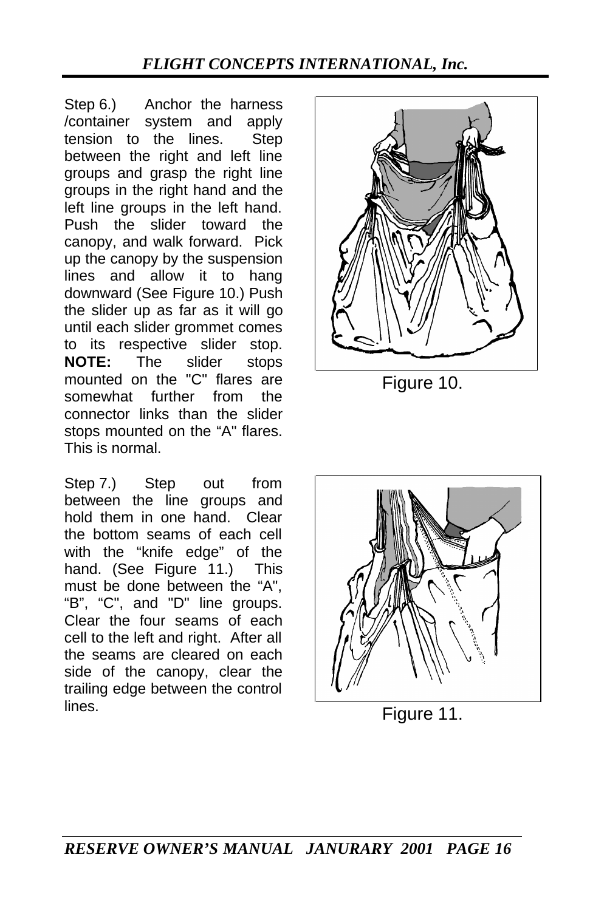Step 6.) Anchor the harness /container system and apply tension to the lines. Step between the right and left line groups and grasp the right line groups in the right hand and the left line groups in the left hand. Push the slider toward the canopy, and walk forward. Pick up the canopy by the suspension lines and allow it to hang downward (See Figure 10.) Push the slider up as far as it will go until each slider grommet comes to its respective slider stop. **NOTE:** The slider stops mounted on the "C" flares are somewhat further from the connector links than the slider stops mounted on the “A" flares. This is normal.

Figure 10.

Step 7.) Step out from between the line groups and hold them in one hand. Clear the bottom seams of each cell with the “knife edge” of the hand. (See Figure 11.) This must be done between the “A", “B”, “C", and "D" line groups. Clear the four seams of each cell to the left and right. After all the seams are cleared on each side of the canopy, clear the trailing edge between the control lines.

Figure 11.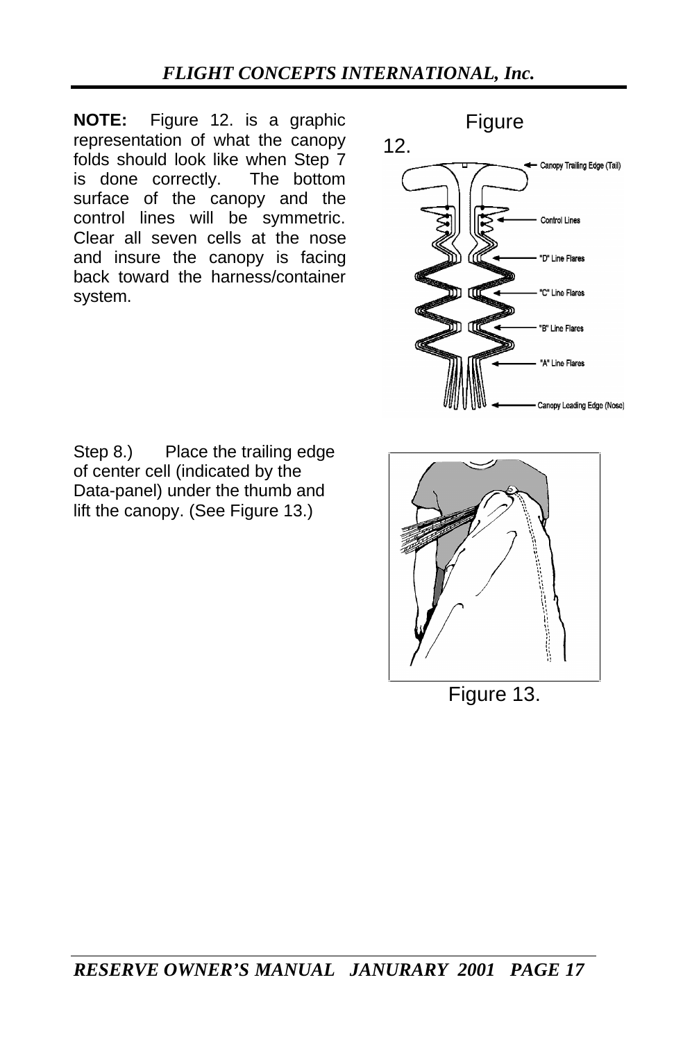**NOTE:** Figure 12. is a graphic representation of what the canopy folds should look like when Step 7 is done correctly. The bottom surface of the canopy and the control lines will be symmetric. Clear all seven cells at the nose and insure the canopy is facing back toward the harness/container system.

Figure 12.

Canopy Trailing Edge (Tail)

Control Lines

"D" Line Flares

"C" Line Flares

"B" Line Flares

"A" Line Flares

Canopy Leading Edge (Nose)

Step 8.) Place the trailing edge of center cell (indicated by the Data-panel) under the thumb and lift the canopy. (See Figure 13.)

Figure 13.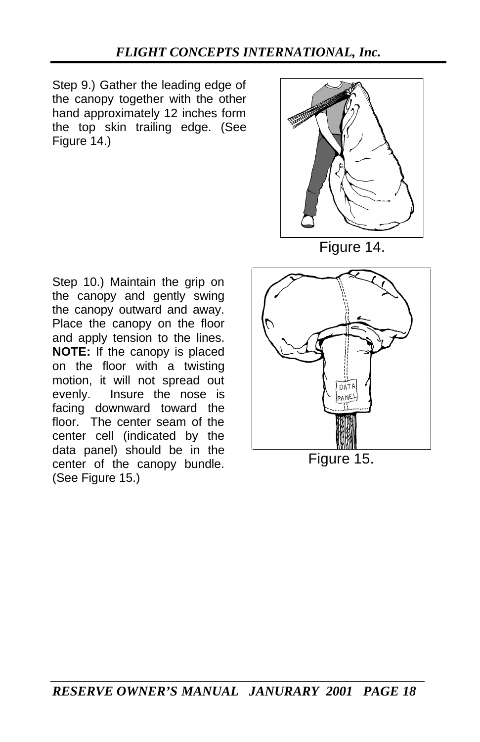Step 9.) Gather the leading edge of the canopy together with the other hand approximately 12 inches form the top skin trailing edge. (See Figure 14.)

Figure 14.

Step 10.) Maintain the grip on the canopy and gently swing the canopy outward and away. Place the canopy on the floor and apply tension to the lines. **NOTE:** If the canopy is placed on the floor with a twisting motion, it will not spread out evenly. Insure the nose is facing downward toward the floor. The center seam of the center cell (indicated by the data panel) should be in the center of the canopy bundle. (See Figure 15.)

Figure 15.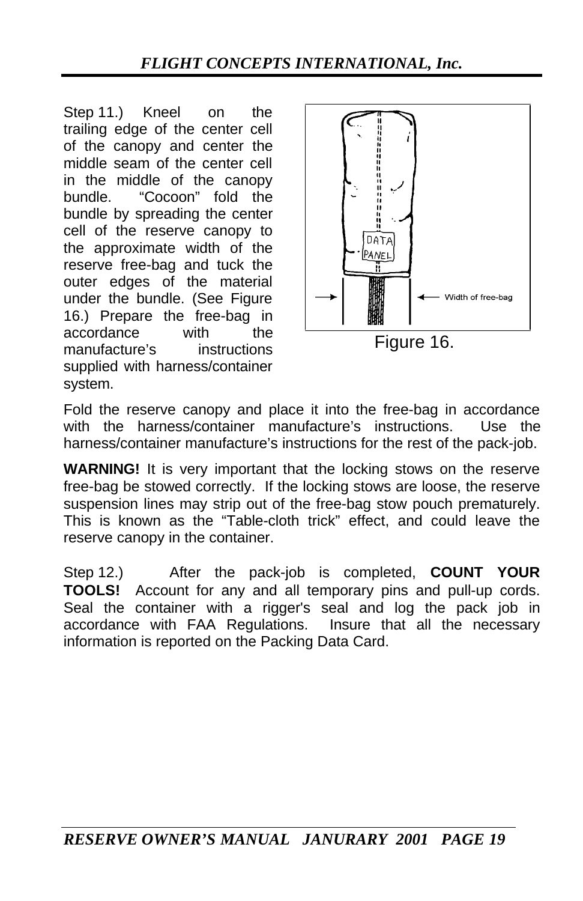Step 11.) Kneel on the trailing edge of the center cell of the canopy and center the middle seam of the center cell in the middle of the canopy bundle. "Cocoon" fold the bundle by spreading the center cell of the reserve canopy to the approximate width of the reserve free-bag and tuck the outer edges of the material under the bundle. (See Figure 16.) Prepare the free-bag in accordance with the manufacture's instructions supplied with harness/container system.

Figure 16.

Fold the reserve canopy and place it into the free-bag in accordance with the harness/container manufacture's instructions. Use the harness/container manufacture's instructions for the rest of the pack-job.

**WARNING!** It is very important that the locking stows on the reserve free-bag be stowed correctly. If the locking stows are loose, the reserve suspension lines may strip out of the free-bag stow pouch prematurely. This is known as the "Table-cloth trick" effect, and could leave the reserve canopy in the container.

Step 12.) After the pack-job is completed, **COUNT YOUR TOOLS!** Account for any and all temporary pins and pull-up cords. Seal the container with a rigger's seal and log the pack job in accordance with FAA Regulations. Insure that all the necessary information is reported on the Packing Data Card.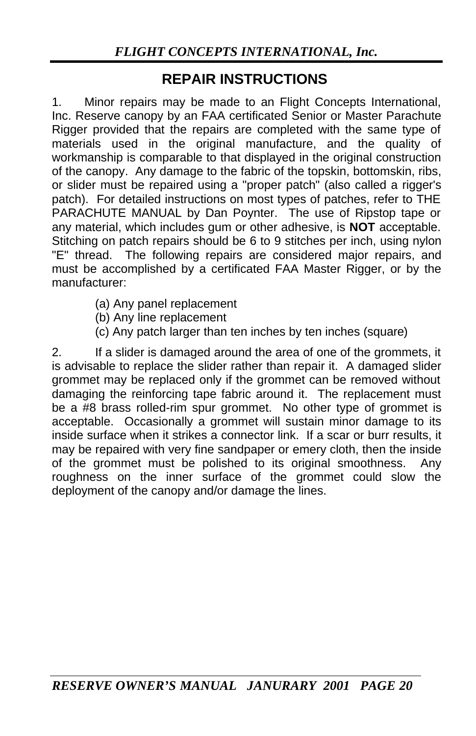## REPAIR INSTRUCTIONS

1. Minor repairs may be made to an Flight Concepts International, Inc. Reserve canopy by an FAA certificated Senior or Master Parachute Rigger provided that the repairs are completed with the same type of materials used in the original manufacture, and the quality of workmanship is comparable to that displayed in the original construction of the canopy. Any damage to the fabric of the topskin, bottomskin, ribs, or slider must be repaired using a "proper patch" (also called a rigger's patch). For detailed instructions on most types of patches, refer to THE PARACHUTE MANUAL by Dan Poynter. The use of Ripstop tape or any material, which includes gum or other adhesive, is **NOT** acceptable. Stitching on patch repairs should be 6 to 9 stitches per inch, using nylon "E" thread. The following repairs are considered major repairs, and must be accomplished by a certificated FAA Master Rigger, or by the manufacturer:

   (a) Any panel replacement
   (b) Any line replacement
   (c) Any patch larger than ten inches by ten inches (square)

2. If a slider is damaged around the area of one of the grommets, it is advisable to replace the slider rather than repair it. A damaged slider grommet may be replaced only if the grommet can be removed without damaging the reinforcing tape fabric around it. The replacement must be a #8 brass rolled-rim spur grommet. No other type of grommet is acceptable. Occasionally a grommet will sustain minor damage to its inside surface when it strikes a connector link. If a scar or burr results, it may be repaired with very fine sandpaper or emery cloth, then the inside of the grommet must be polished to its original smoothness. Any roughness on the inner surface of the grommet could slow the deployment of the canopy and/or damage the lines.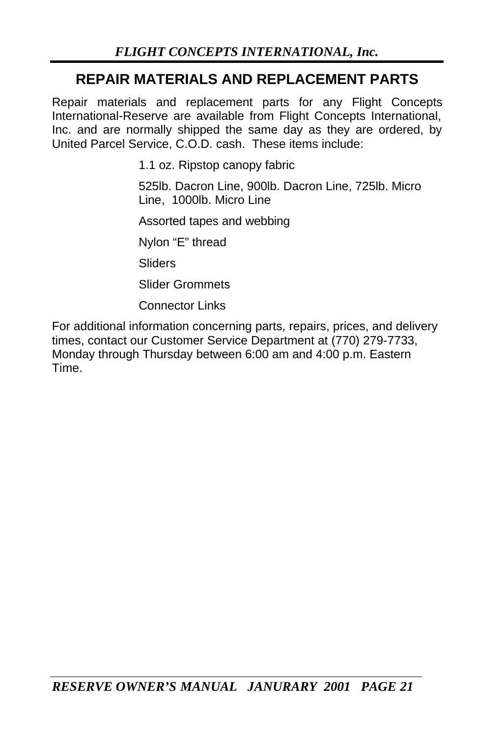## REPAIR MATERIALS AND REPLACEMENT PARTS

Repair materials and replacement parts for any Flight Concepts International-Reserve are available from Flight Concepts International, Inc. and are normally shipped the same day as they are ordered, by United Parcel Service, C.O.D. cash. These items include:

- 1.1 oz. Ripstop canopy fabric
- 525lb. Dacron Line, 900lb. Dacron Line, 725lb. Micro Line, 1000lb. Micro Line
- Assorted tapes and webbing
- Nylon "E" thread
- Sliders
- Slider Grommets
- Connector Links

For additional information concerning parts, repairs, prices, and delivery times, contact our Customer Service Department at (770) 279-7733, Monday through Thursday between 6:00 am and 4:00 p.m. Eastern Time.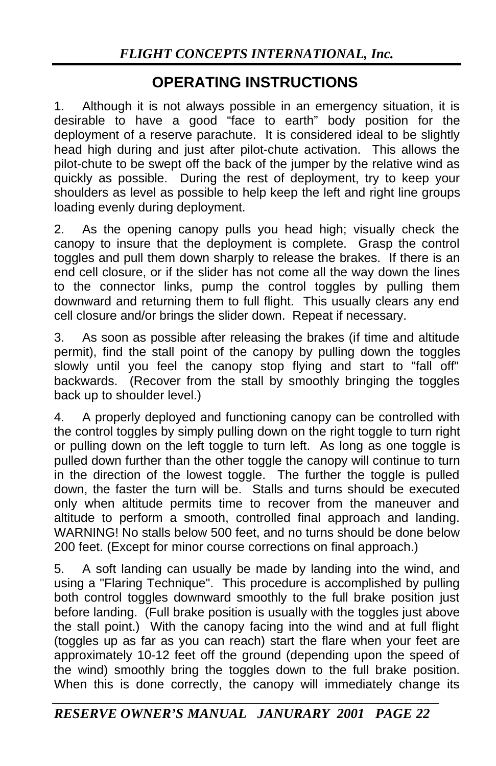## OPERATING INSTRUCTIONS

1. Although it is not always possible in an emergency situation, it is desirable to have a good “face to earth” body position for the deployment of a reserve parachute. It is considered ideal to be slightly head high during and just after pilot-chute activation. This allows the pilot-chute to be swept off the back of the jumper by the relative wind as quickly as possible. During the rest of deployment, try to keep your shoulders as level as possible to help keep the left and right line groups loading evenly during deployment.

2. As the opening canopy pulls you head high; visually check the canopy to insure that the deployment is complete. Grasp the control toggles and pull them down sharply to release the brakes. If there is an end cell closure, or if the slider has not come all the way down the lines to the connector links, pump the control toggles by pulling them downward and returning them to full flight. This usually clears any end cell closure and/or brings the slider down. Repeat if necessary.

3. As soon as possible after releasing the brakes (if time and altitude permit), find the stall point of the canopy by pulling down the toggles slowly until you feel the canopy stop flying and start to "fall off" backwards. (Recover from the stall by smoothly bringing the toggles back up to shoulder level.)

4. A properly deployed and functioning canopy can be controlled with the control toggles by simply pulling down on the right toggle to turn right or pulling down on the left toggle to turn left. As long as one toggle is pulled down further than the other toggle the canopy will continue to turn in the direction of the lowest toggle. The further the toggle is pulled down, the faster the turn will be. Stalls and turns should be executed only when altitude permits time to recover from the maneuver and altitude to perform a smooth, controlled final approach and landing. WARNING! No stalls below 500 feet, and no turns should be done below 200 feet. (Except for minor course corrections on final approach.)

5. A soft landing can usually be made by landing into the wind, and using a "Flaring Technique". This procedure is accomplished by pulling both control toggles downward smoothly to the full brake position just before landing. (Full brake position is usually with the toggles just above the stall point.) With the canopy facing into the wind and at full flight (toggles up as far as you can reach) start the flare when your feet are approximately 10-12 feet off the ground (depending upon the speed of the wind) smoothly bring the toggles down to the full brake position. When this is done correctly, the canopy will immediately change its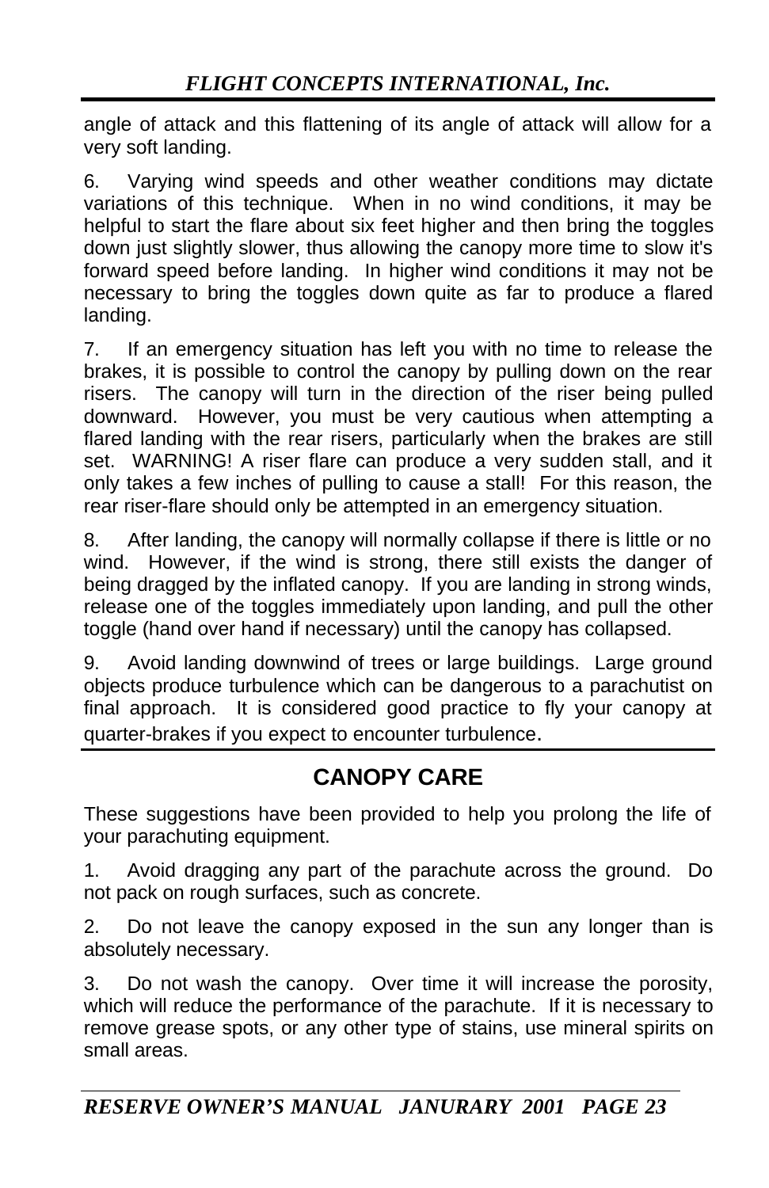angle of attack and this flattening of its angle of attack will allow for a very soft landing.

6. Varying wind speeds and other weather conditions may dictate variations of this technique. When in no wind conditions, it may be helpful to start the flare about six feet higher and then bring the toggles down just slightly slower, thus allowing the canopy more time to slow it's forward speed before landing. In higher wind conditions it may not be necessary to bring the toggles down quite as far to produce a flared landing.

7. If an emergency situation has left you with no time to release the brakes, it is possible to control the canopy by pulling down on the rear risers. The canopy will turn in the direction of the riser being pulled downward. However, you must be very cautious when attempting a flared landing with the rear risers, particularly when the brakes are still set. WARNING! A riser flare can produce a very sudden stall, and it only takes a few inches of pulling to cause a stall! For this reason, the rear riser-flare should only be attempted in an emergency situation.

8. After landing, the canopy will normally collapse if there is little or no wind. However, if the wind is strong, there still exists the danger of being dragged by the inflated canopy. If you are landing in strong winds, release one of the toggles immediately upon landing, and pull the other toggle (hand over hand if necessary) until the canopy has collapsed.

9. Avoid landing downwind of trees or large buildings. Large ground objects produce turbulence which can be dangerous to a parachutist on final approach. It is considered good practice to fly your canopy at quarter-brakes if you expect to encounter turbulence.

## CANOPY CARE

These suggestions have been provided to help you prolong the life of your parachuting equipment.

1. Avoid dragging any part of the parachute across the ground. Do not pack on rough surfaces, such as concrete.

2. Do not leave the canopy exposed in the sun any longer than is absolutely necessary.

3. Do not wash the canopy. Over time it will increase the porosity, which will reduce the performance of the parachute. If it is necessary to remove grease spots, or any other type of stains, use mineral spirits on small areas.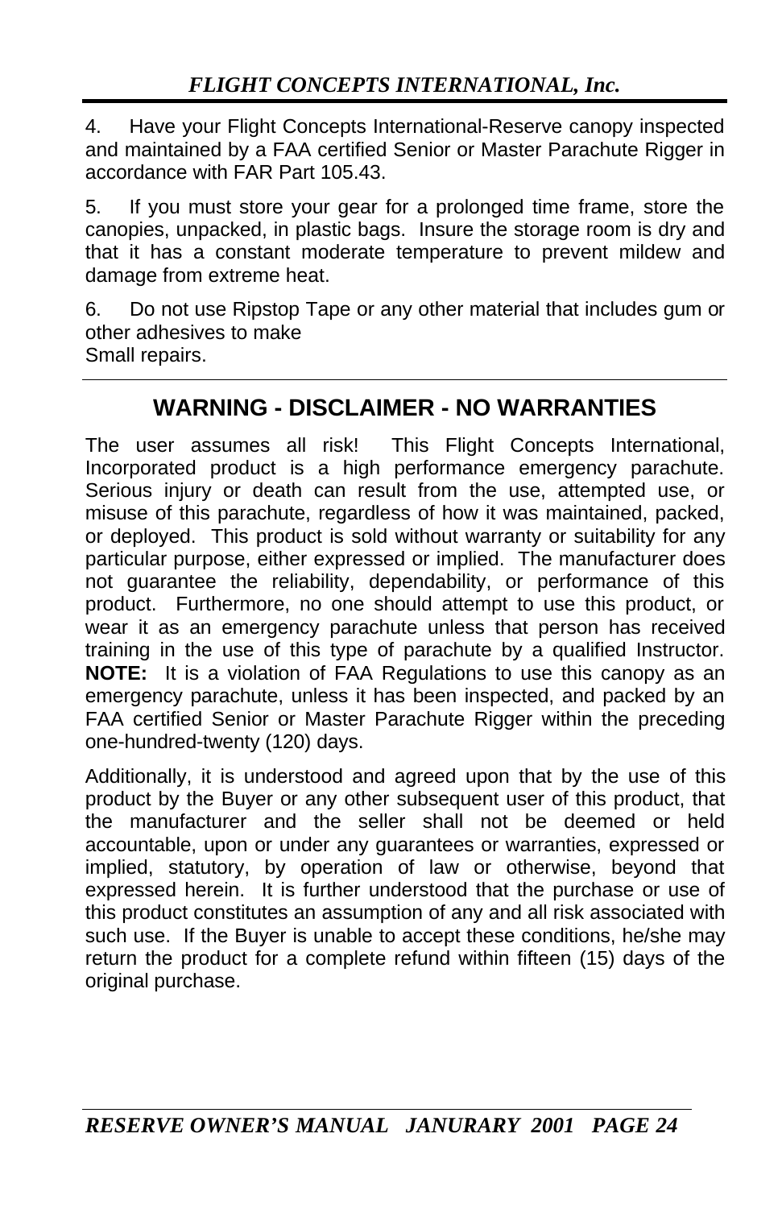4. Have your Flight Concepts International-Reserve canopy inspected and maintained by a FAA certified Senior or Master Parachute Rigger in accordance with FAR Part 105.43.

5. If you must store your gear for a prolonged time frame, store the canopies, unpacked, in plastic bags. Insure the storage room is dry and that it has a constant moderate temperature to prevent mildew and damage from extreme heat.

6. Do not use Ripstop Tape or any other material that includes gum or other adhesives to make
Small repairs.

## WARNING - DISCLAIMER - NO WARRANTIES

The user assumes all risk! This Flight Concepts International, Incorporated product is a high performance emergency parachute. Serious injury or death can result from the use, attempted use, or misuse of this parachute, regardless of how it was maintained, packed, or deployed. This product is sold without warranty or suitability for any particular purpose, either expressed or implied. The manufacturer does not guarantee the reliability, dependability, or performance of this product. Furthermore, no one should attempt to use this product, or wear it as an emergency parachute unless that person has received training in the use of this type of parachute by a qualified Instructor. **NOTE:** It is a violation of FAA Regulations to use this canopy as an emergency parachute, unless it has been inspected, and packed by an FAA certified Senior or Master Parachute Rigger within the preceding one-hundred-twenty (120) days.

Additionally, it is understood and agreed upon that by the use of this product by the Buyer or any other subsequent user of this product, that the manufacturer and the seller shall not be deemed or held accountable, upon or under any guarantees or warranties, expressed or implied, statutory, by operation of law or otherwise, beyond that expressed herein. It is further understood that the purchase or use of this product constitutes an assumption of any and all risk associated with such use. If the Buyer is unable to accept these conditions, he/she may return the product for a complete refund within fifteen (15) days of the original purchase.